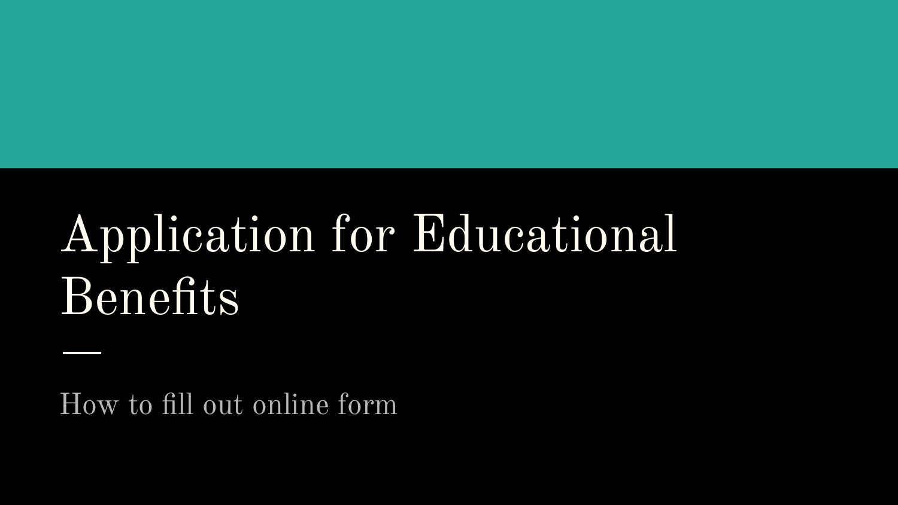# Application for Educational Benefits

How to fill out online form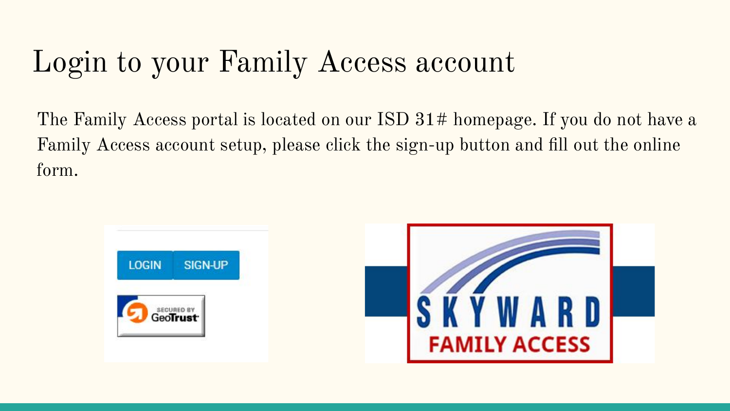# Login to your Family Access account

The Family Access portal is located on our ISD 31# homepage. If you do not have a Family Access account setup, please click the sign-up button and fill out the online form.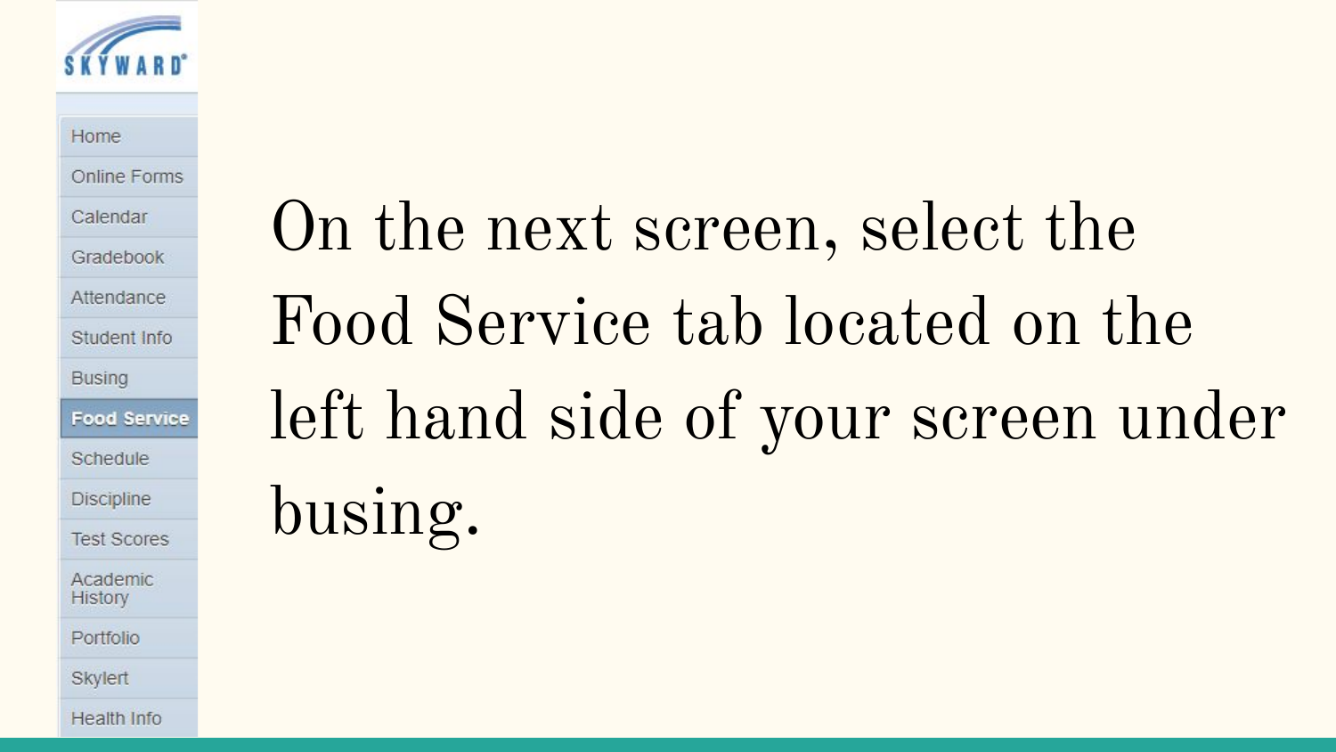On the next screen, select the Food Service tab located on the left hand side of your screen under busing.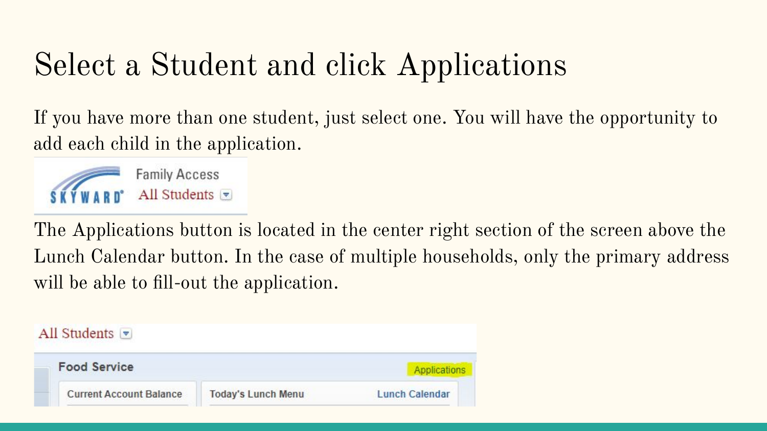# Select a Student and click Applications

If you have more than one student, just select one. You will have the opportunity to add each child in the application.

The Applications button is located in the center right section of the screen above the Lunch Calendar button. In the case of multiple households, only the primary address will be able to fill-out the application.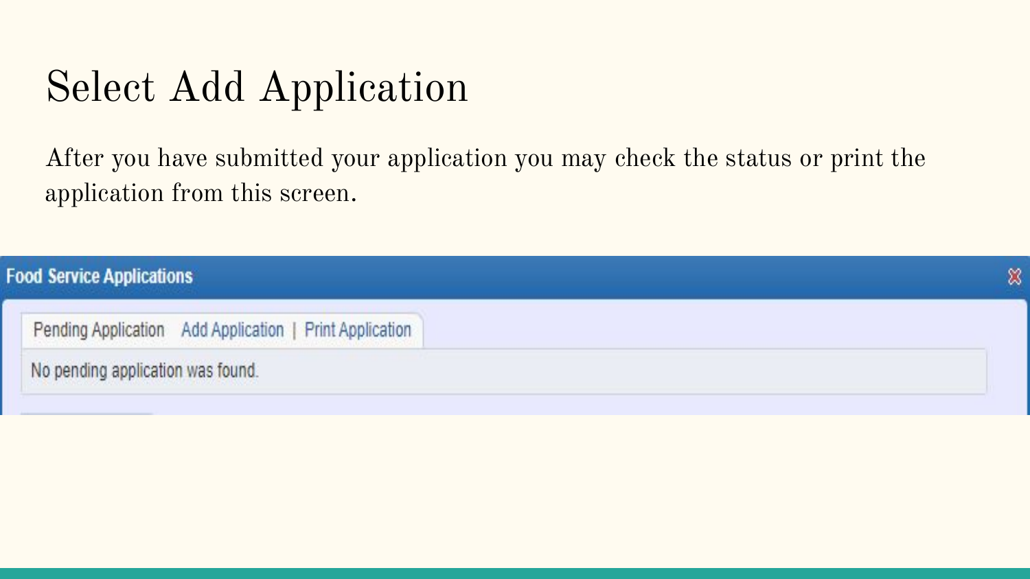# Select Add Application

After you have submitted your application you may check the status or print the application from this screen.

**Food Service Applications**

Pending Application | Add Application | Print Application

No pending application was found.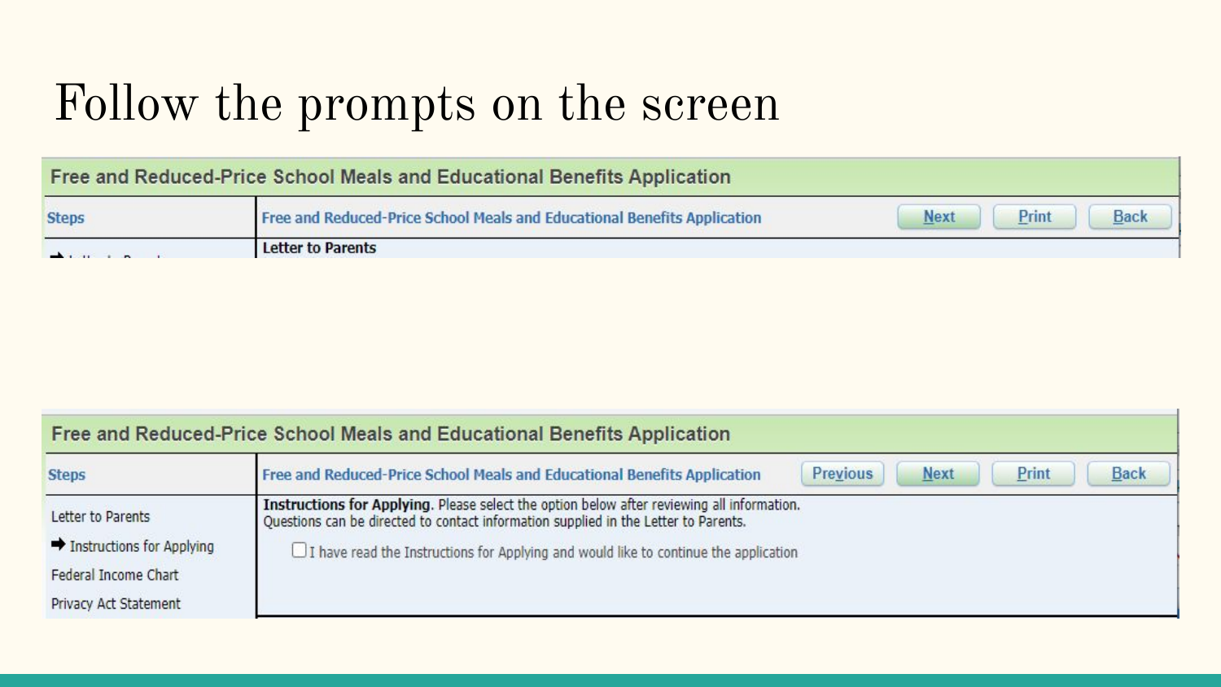# Follow the prompts on the screen

**Free and Reduced-Price School Meals and Educational Benefits Application**

Steps | Free and Reduced-Price School Meals and Educational Benefits Application | Next | Print | Back

Letter to Parents

**Free and Reduced-Price School Meals and Educational Benefits Application**

Steps | Free and Reduced-Price School Meals and Educational Benefits Application | Previous | Next | Print | Back

- Letter to Parents
- ➡ Instructions for Applying
- Federal Income Chart
- Privacy Act Statement

**Instructions for Applying**. Please select the option below after reviewing all information. Questions can be directed to contact information supplied in the Letter to Parents.

☐ I have read the Instructions for Applying and would like to continue the application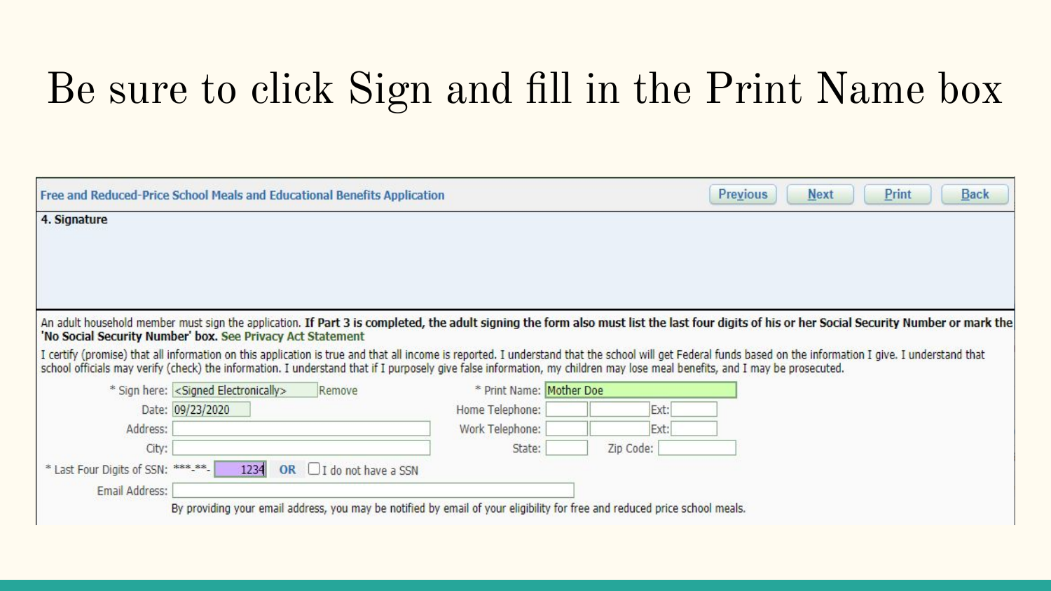# Be sure to click Sign and fill in the Print Name box

**Free and Reduced-Price School Meals and Educational Benefits Application** — Previous | Next | Print | Back

**4. Signature**

An adult household member must sign the application. **If Part 3 is completed, the adult signing the form also must list the last four digits of his or her Social Security Number or mark the 'No Social Security Number' box.** See Privacy Act Statement

I certify (promise) that all information on this application is true and that all income is reported. I understand that the school will get Federal funds based on the information I give. I understand that school officials may verify (check) the information. I understand that if I purposely give false information, my children may lose meal benefits, and I may be prosecuted.

* Sign here: <Signed Electronically> Remove
* Print Name: Mother Doe

Date: 09/23/2020

Home Telephone: ___ ___ Ext: ___

Address: ___

Work Telephone: ___ ___ Ext: ___

City: ___

State: ___ Zip Code: ___

* Last Four Digits of SSN: ***-**- 1234 **OR** ☐ I do not have a SSN

Email Address: ___

By providing your email address, you may be notified by email of your eligibility for free and reduced price school meals.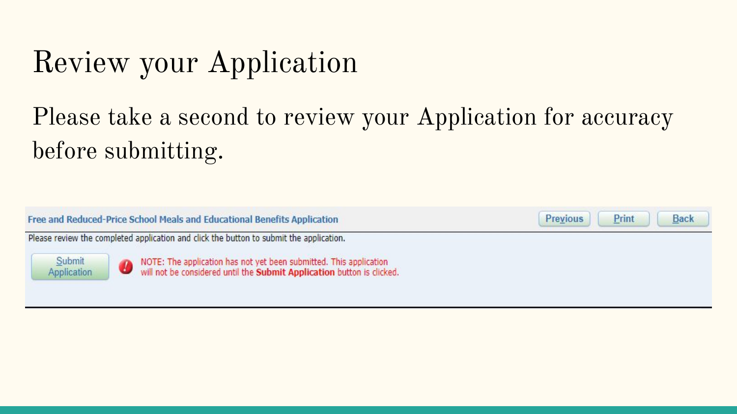# Review your Application

Please take a second to review your Application for accuracy before submitting.

**Free and Reduced-Price School Meals and Educational Benefits Application**

Previous | Print | Back

Please review the completed application and click the button to submit the application.

Submit Application

NOTE: The application has not yet been submitted. This application will not be considered until the **Submit Application** button is clicked.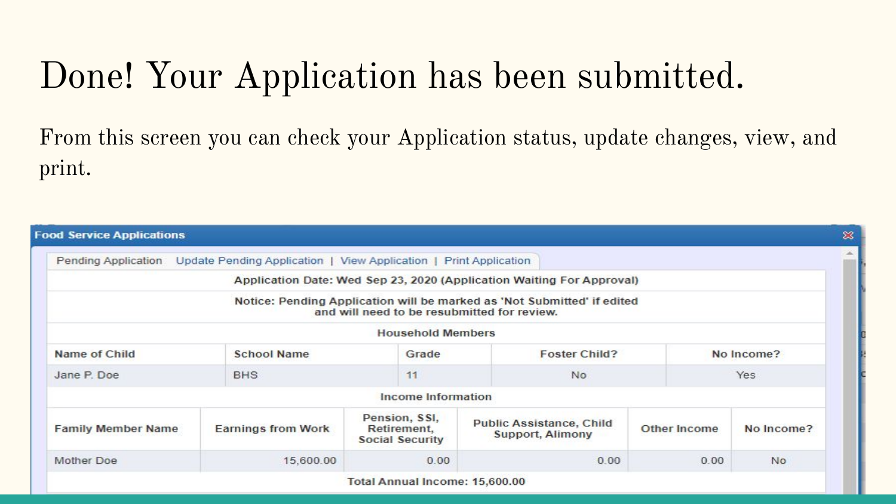# Done! Your Application has been submitted.

From this screen you can check your Application status, update changes, view, and print.

**Food Service Applications**

Pending Application | Update Pending Application | View Application | Print Application

**Application Date: Wed Sep 23, 2020 (Application Waiting For Approval)**

**Notice: Pending Application will be marked as 'Not Submitted' if edited and will need to be resubmitted for review.**

**Household Members**

| Name of Child | School Name | Grade | Foster Child? | No Income? |
|---|---|---|---|---|
| Jane P. Doe | BHS | 11 | No | Yes |

**Income Information**

| Family Member Name | Earnings from Work | Pension, SSI, Retirement, Social Security | Public Assistance, Child Support, Alimony | Other Income | No Income? |
|---|---|---|---|---|---|
| Mother Doe | 15,600.00 | 0.00 | 0.00 | 0.00 | No |

**Total Annual Income: 15,600.00**